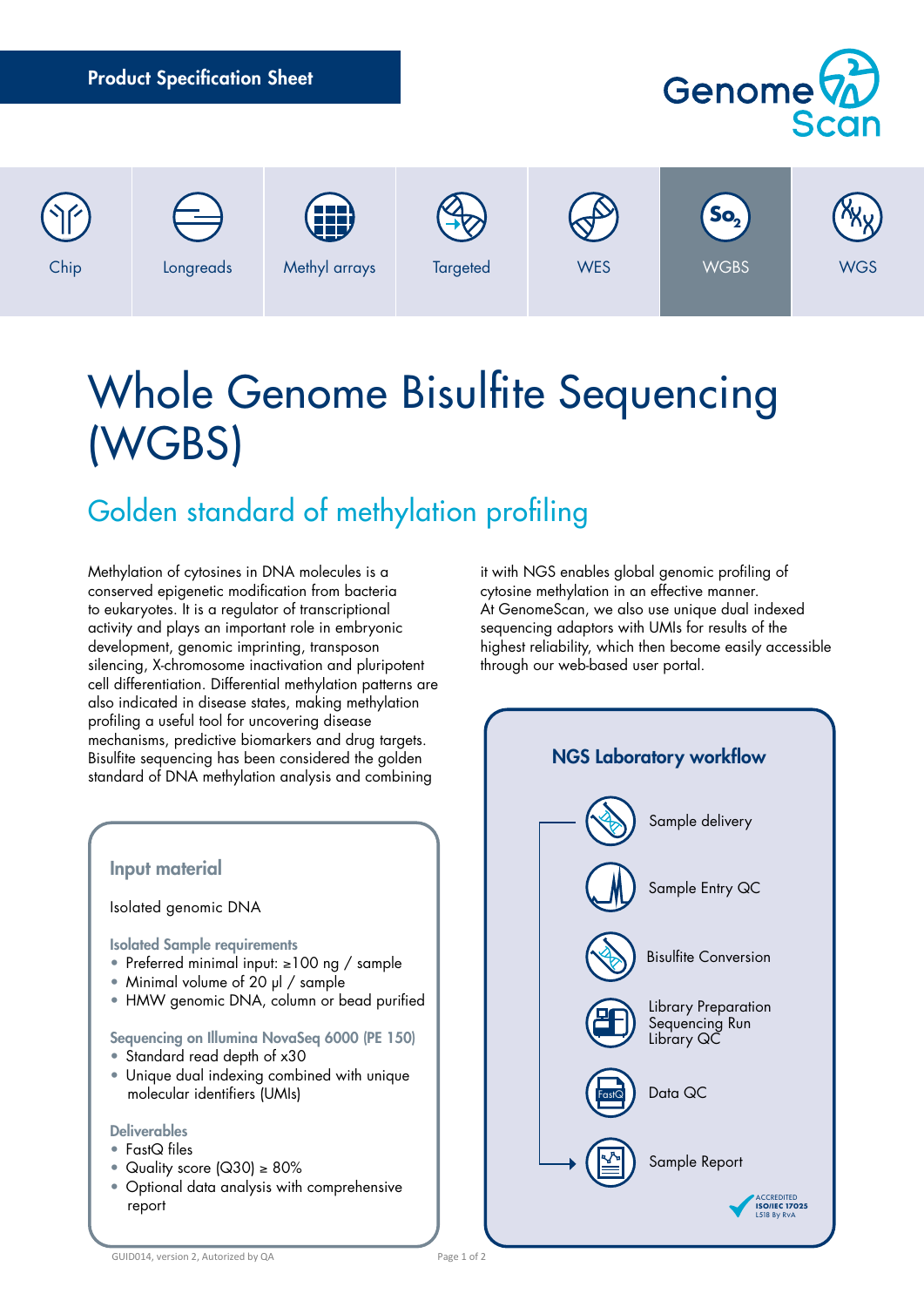Product Specification Sheet

GenomeScan

Chip | Longreads | Methyl arrays | Targeted | WES | WGBS | WGS

# Whole Genome Bisulfite Sequencing (WGBS)

## Golden standard of methylation profiling

Methylation of cytosines in DNA molecules is a conserved epigenetic modification from bacteria to eukaryotes. It is a regulator of transcriptional activity and plays an important role in embryonic development, genomic imprinting, transposon silencing, X-chromosome inactivation and pluripotent cell differentiation. Differential methylation patterns are also indicated in disease states, making methylation profiling a useful tool for uncovering disease mechanisms, predictive biomarkers and drug targets. Bisulfite sequencing has been considered the golden standard of DNA methylation analysis and combining it with NGS enables global genomic profiling of cytosine methylation in an effective manner.
At GenomeScan, we also use unique dual indexed sequencing adaptors with UMIs for results of the highest reliability, which then become easily accessible through our web-based user portal.

### Input material

Isolated genomic DNA

**Isolated Sample requirements**

- Preferred minimal input: ≥100 ng / sample
- Minimal volume of 20 µl / sample
- HMW genomic DNA, column or bead purified

**Sequencing on Illumina NovaSeq 6000 (PE 150)**

- Standard read depth of x30
- Unique dual indexing combined with unique molecular identifiers (UMIs)

**Deliverables**

- FastQ files
- Quality score (Q30) ≥ 80%
- Optional data analysis with comprehensive report

### NGS Laboratory workflow

- Sample delivery
- Sample Entry QC
- Bisulfite Conversion
- Library Preparation
  Sequencing Run
  Library QC
- Data QC
- Sample Report

ACCREDITED ISO/IEC 17025 L518 By RvA

GUID014, version 2, Autorized by QA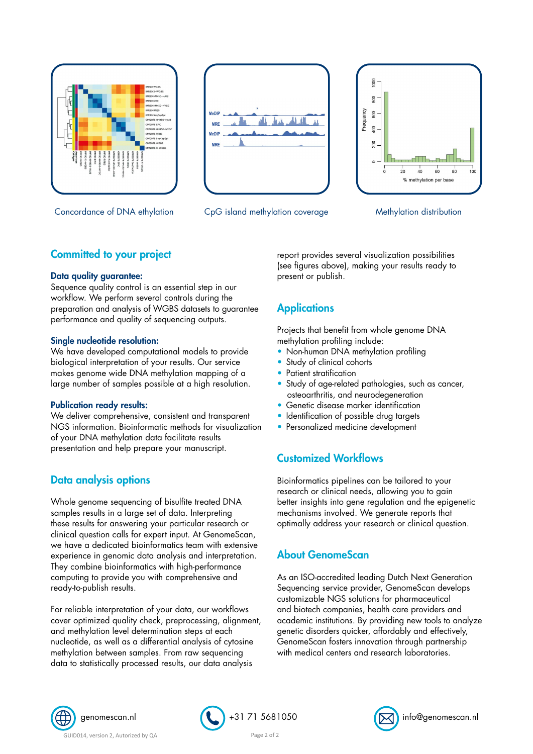Concordance of DNA ethylation

CpG island methylation coverage

Methylation distribution

## Committed to your project

### Data quality guarantee:

Sequence quality control is an essential step in our workflow. We perform several controls during the preparation and analysis of WGBS datasets to guarantee performance and quality of sequencing outputs.

### Single nucleotide resolution:

We have developed computational models to provide biological interpretation of your results. Our service makes genome wide DNA methylation mapping of a large number of samples possible at a high resolution.

### Publication ready results:

We deliver comprehensive, consistent and transparent NGS information. Bioinformatic methods for visualization of your DNA methylation data facilitate results presentation and help prepare your manuscript.

## Data analysis options

Whole genome sequencing of bisulfite treated DNA samples results in a large set of data. Interpreting these results for answering your particular research or clinical question calls for expert input. At GenomeScan, we have a dedicated bioinformatics team with extensive experience in genomic data analysis and interpretation. They combine bioinformatics with high-performance computing to provide you with comprehensive and ready-to-publish results.

For reliable interpretation of your data, our workflows cover optimized quality check, preprocessing, alignment, and methylation level determination steps at each nucleotide, as well as a differential analysis of cytosine methylation between samples. From raw sequencing data to statistically processed results, our data analysis report provides several visualization possibilities (see figures above), making your results ready to present or publish.

## Applications

Projects that benefit from whole genome DNA methylation profiling include:

- Non-human DNA methylation profiling
- Study of clinical cohorts
- Patient stratification
- Study of age-related pathologies, such as cancer, osteoarthritis, and neurodegeneration
- Genetic disease marker identification
- Identification of possible drug targets
- Personalized medicine development

## Customized Workflows

Bioinformatics pipelines can be tailored to your research or clinical needs, allowing you to gain better insights into gene regulation and the epigenetic mechanisms involved. We generate reports that optimally address your research or clinical question.

## About GenomeScan

As an ISO-accredited leading Dutch Next Generation Sequencing service provider, GenomeScan develops customizable NGS solutions for pharmaceutical and biotech companies, health care providers and academic institutions. By providing new tools to analyze genetic disorders quicker, affordably and effectively, GenomeScan fosters innovation through partnership with medical centers and research laboratories.

genomescan.nl

+31 71 5681050

info@genomescan.nl

GUID014, version 2, Autorized by QA